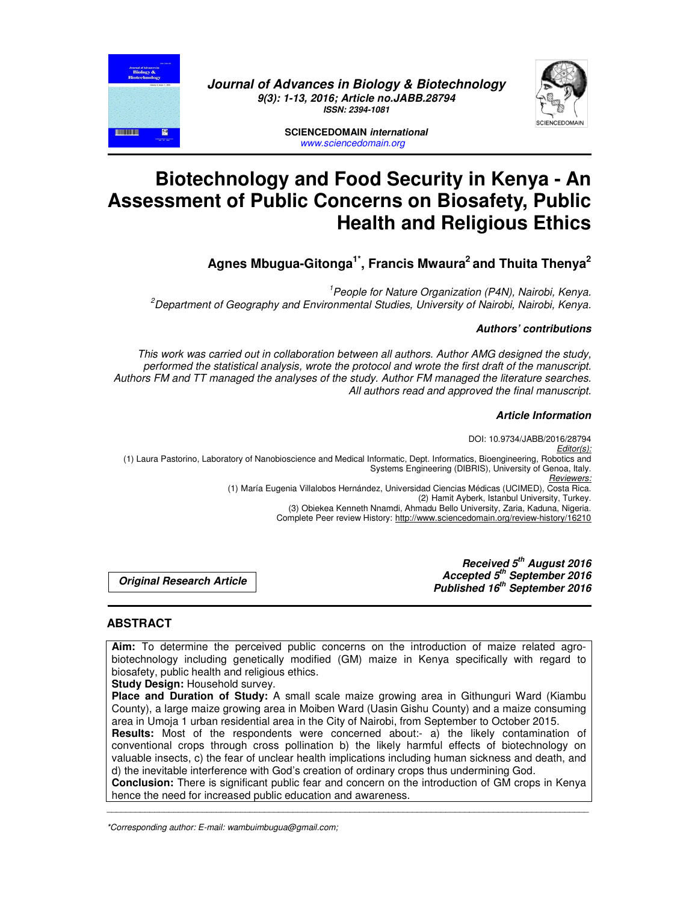Journal of Advances in Biology & Biotechnology
9(3): 1-13, 2016; Article no.JABB.28794
ISSN: 2394-1081

SCIENCEDOMAIN international
www.sciencedomain.org

# Biotechnology and Food Security in Kenya - An Assessment of Public Concerns on Biosafety, Public Health and Religious Ethics

**Agnes Mbugua-Gitonga[1*], Francis Mwaura[2] and Thuita Thenya[2]**

[1]*People for Nature Organization (P4N), Nairobi, Kenya.*
[2]*Department of Geography and Environmental Studies, University of Nairobi, Nairobi, Kenya.*

***Authors' contributions***

*This work was carried out in collaboration between all authors. Author AMG designed the study, performed the statistical analysis, wrote the protocol and wrote the first draft of the manuscript. Authors FM and TT managed the analyses of the study. Author FM managed the literature searches. All authors read and approved the final manuscript.*

***Article Information***

DOI: 10.9734/JABB/2016/28794
Editor(s):
(1) Laura Pastorino, Laboratory of Nanobioscience and Medical Informatic, Dept. Informatics, Bioengineering, Robotics and Systems Engineering (DIBRIS), University of Genoa, Italy.
Reviewers:
(1) María Eugenia Villalobos Hernández, Universidad Ciencias Médicas (UCIMED), Costa Rica.
(2) Hamit Ayberk, Istanbul University, Turkey.
(3) Obiekea Kenneth Nnamdi, Ahmadu Bello University, Zaria, Kaduna, Nigeria.
Complete Peer review History: http://www.sciencedomain.org/review-history/16210

***Original Research Article***

***Received 5th August 2016***
***Accepted 5th September 2016***
***Published 16th September 2016***

## ABSTRACT

**Aim:** To determine the perceived public concerns on the introduction of maize related agro-biotechnology including genetically modified (GM) maize in Kenya specifically with regard to biosafety, public health and religious ethics.

**Study Design:** Household survey.

**Place and Duration of Study:** A small scale maize growing area in Githunguri Ward (Kiambu County), a large maize growing area in Moiben Ward (Uasin Gishu County) and a maize consuming area in Umoja 1 urban residential area in the City of Nairobi, from September to October 2015.

**Results:** Most of the respondents were concerned about:- a) the likely contamination of conventional crops through cross pollination b) the likely harmful effects of biotechnology on valuable insects, c) the fear of unclear health implications including human sickness and death, and d) the inevitable interference with God's creation of ordinary crops thus undermining God.

**Conclusion:** There is significant public fear and concern on the introduction of GM crops in Kenya hence the need for increased public education and awareness.

*Corresponding author: E-mail: wambuimbugua@gmail.com;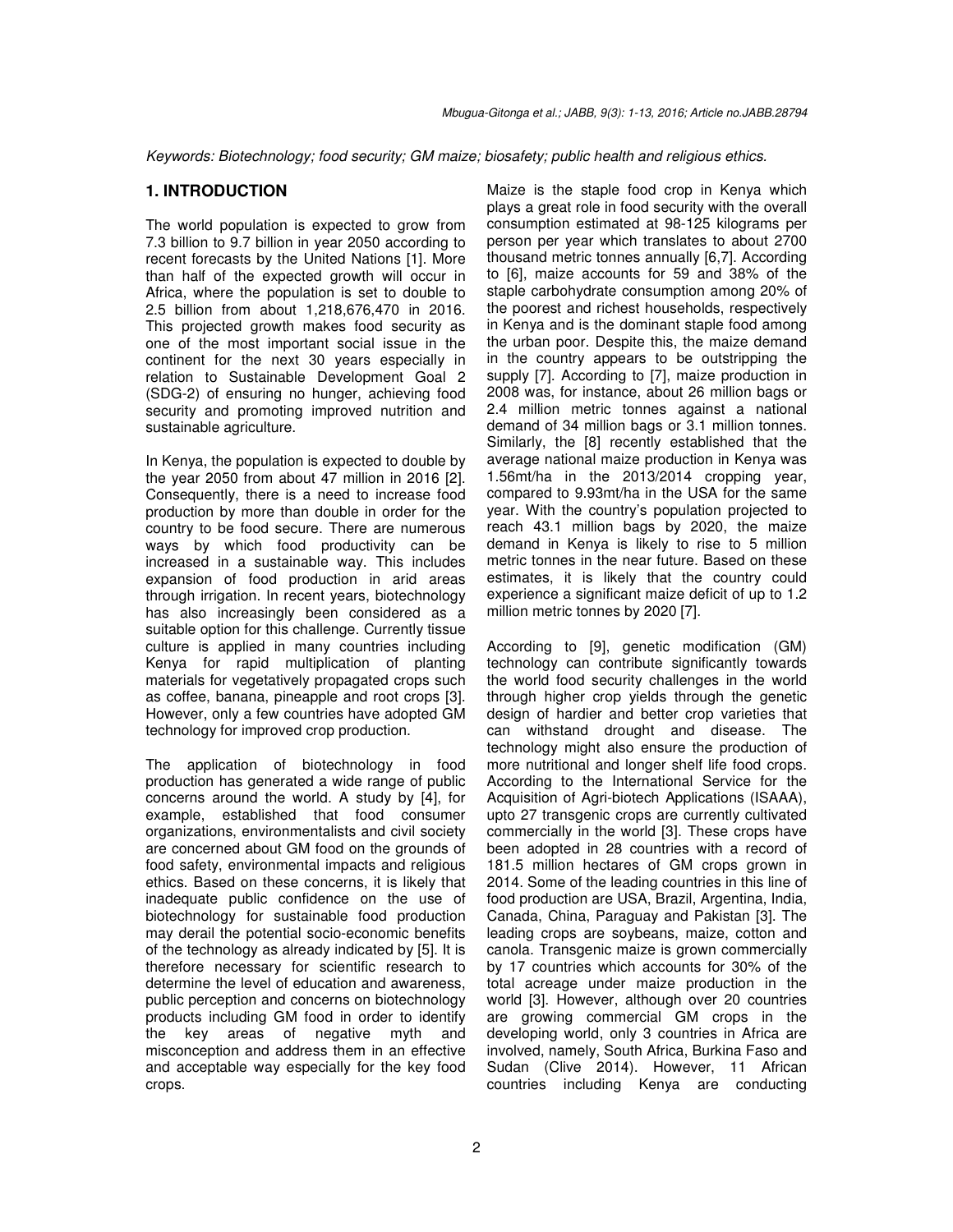*Keywords: Biotechnology; food security; GM maize; biosafety; public health and religious ethics.*

## 1. INTRODUCTION

The world population is expected to grow from 7.3 billion to 9.7 billion in year 2050 according to recent forecasts by the United Nations [1]. More than half of the expected growth will occur in Africa, where the population is set to double to 2.5 billion from about 1,218,676,470 in 2016. This projected growth makes food security as one of the most important social issue in the continent for the next 30 years especially in relation to Sustainable Development Goal 2 (SDG-2) of ensuring no hunger, achieving food security and promoting improved nutrition and sustainable agriculture.

In Kenya, the population is expected to double by the year 2050 from about 47 million in 2016 [2]. Consequently, there is a need to increase food production by more than double in order for the country to be food secure. There are numerous ways by which food productivity can be increased in a sustainable way. This includes expansion of food production in arid areas through irrigation. In recent years, biotechnology has also increasingly been considered as a suitable option for this challenge. Currently tissue culture is applied in many countries including Kenya for rapid multiplication of planting materials for vegetatively propagated crops such as coffee, banana, pineapple and root crops [3]. However, only a few countries have adopted GM technology for improved crop production.

The application of biotechnology in food production has generated a wide range of public concerns around the world. A study by [4], for example, established that food consumer organizations, environmentalists and civil society are concerned about GM food on the grounds of food safety, environmental impacts and religious ethics. Based on these concerns, it is likely that inadequate public confidence on the use of biotechnology for sustainable food production may derail the potential socio-economic benefits of the technology as already indicated by [5]. It is therefore necessary for scientific research to determine the level of education and awareness, public perception and concerns on biotechnology products including GM food in order to identify the key areas of negative myth and misconception and address them in an effective and acceptable way especially for the key food crops.

Maize is the staple food crop in Kenya which plays a great role in food security with the overall consumption estimated at 98-125 kilograms per person per year which translates to about 2700 thousand metric tonnes annually [6,7]. According to [6], maize accounts for 59 and 38% of the staple carbohydrate consumption among 20% of the poorest and richest households, respectively in Kenya and is the dominant staple food among the urban poor. Despite this, the maize demand in the country appears to be outstripping the supply [7]. According to [7], maize production in 2008 was, for instance, about 26 million bags or 2.4 million metric tonnes against a national demand of 34 million bags or 3.1 million tonnes. Similarly, the [8] recently established that the average national maize production in Kenya was 1.56mt/ha in the 2013/2014 cropping year, compared to 9.93mt/ha in the USA for the same year. With the country's population projected to reach 43.1 million bags by 2020, the maize demand in Kenya is likely to rise to 5 million metric tonnes in the near future. Based on these estimates, it is likely that the country could experience a significant maize deficit of up to 1.2 million metric tonnes by 2020 [7].

According to [9], genetic modification (GM) technology can contribute significantly towards the world food security challenges in the world through higher crop yields through the genetic design of hardier and better crop varieties that can withstand drought and disease. The technology might also ensure the production of more nutritional and longer shelf life food crops. According to the International Service for the Acquisition of Agri-biotech Applications (ISAAA), upto 27 transgenic crops are currently cultivated commercially in the world [3]. These crops have been adopted in 28 countries with a record of 181.5 million hectares of GM crops grown in 2014. Some of the leading countries in this line of food production are USA, Brazil, Argentina, India, Canada, China, Paraguay and Pakistan [3]. The leading crops are soybeans, maize, cotton and canola. Transgenic maize is grown commercially by 17 countries which accounts for 30% of the total acreage under maize production in the world [3]. However, although over 20 countries are growing commercial GM crops in the developing world, only 3 countries in Africa are involved, namely, South Africa, Burkina Faso and Sudan (Clive 2014). However, 11 African countries including Kenya are conducting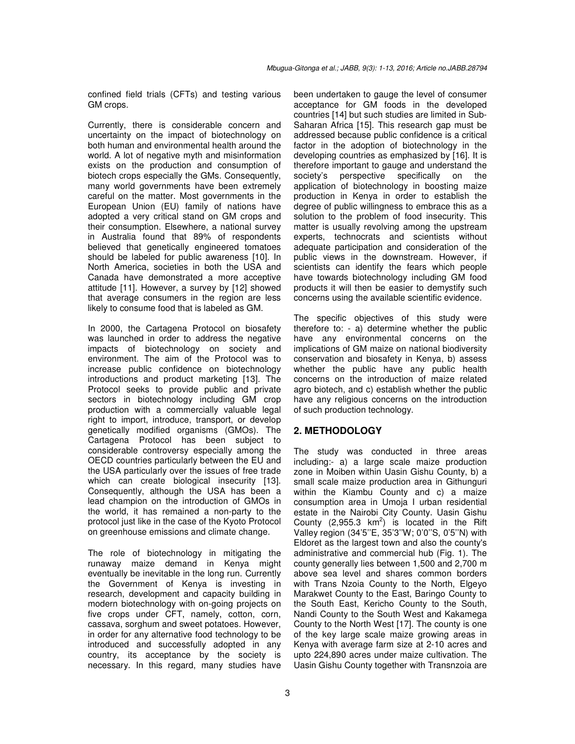confined field trials (CFTs) and testing various GM crops.

Currently, there is considerable concern and uncertainty on the impact of biotechnology on both human and environmental health around the world. A lot of negative myth and misinformation exists on the production and consumption of biotech crops especially the GMs. Consequently, many world governments have been extremely careful on the matter. Most governments in the European Union (EU) family of nations have adopted a very critical stand on GM crops and their consumption. Elsewhere, a national survey in Australia found that 89% of respondents believed that genetically engineered tomatoes should be labeled for public awareness [10]. In North America, societies in both the USA and Canada have demonstrated a more acceptive attitude [11]. However, a survey by [12] showed that average consumers in the region are less likely to consume food that is labeled as GM.

In 2000, the Cartagena Protocol on biosafety was launched in order to address the negative impacts of biotechnology on society and environment. The aim of the Protocol was to increase public confidence on biotechnology introductions and product marketing [13]. The Protocol seeks to provide public and private sectors in biotechnology including GM crop production with a commercially valuable legal right to import, introduce, transport, or develop genetically modified organisms (GMOs). The Cartagena Protocol has been subject to considerable controversy especially among the OECD countries particularly between the EU and the USA particularly over the issues of free trade which can create biological insecurity [13]. Consequently, although the USA has been a lead champion on the introduction of GMOs in the world, it has remained a non-party to the protocol just like in the case of the Kyoto Protocol on greenhouse emissions and climate change.

The role of biotechnology in mitigating the runaway maize demand in Kenya might eventually be inevitable in the long run. Currently the Government of Kenya is investing in research, development and capacity building in modern biotechnology with on-going projects on five crops under CFT, namely, cotton, corn, cassava, sorghum and sweet potatoes. However, in order for any alternative food technology to be introduced and successfully adopted in any country, its acceptance by the society is necessary. In this regard, many studies have been undertaken to gauge the level of consumer acceptance for GM foods in the developed countries [14] but such studies are limited in Sub-Saharan Africa [15]. This research gap must be addressed because public confidence is a critical factor in the adoption of biotechnology in the developing countries as emphasized by [16]. It is therefore important to gauge and understand the society's perspective specifically on the application of biotechnology in boosting maize production in Kenya in order to establish the degree of public willingness to embrace this as a solution to the problem of food insecurity. This matter is usually revolving among the upstream experts, technocrats and scientists without adequate participation and consideration of the public views in the downstream. However, if scientists can identify the fears which people have towards biotechnology including GM food products it will then be easier to demystify such concerns using the available scientific evidence.

The specific objectives of this study were therefore to: - a) determine whether the public have any environmental concerns on the implications of GM maize on national biodiversity conservation and biosafety in Kenya, b) assess whether the public have any public health concerns on the introduction of maize related agro biotech, and c) establish whether the public have any religious concerns on the introduction of such production technology.

## 2. METHODOLOGY

The study was conducted in three areas including:- a) a large scale maize production zone in Moiben within Uasin Gishu County, b) a small scale maize production area in Githunguri within the Kiambu County and c) a maize consumption area in Umoja I urban residential estate in the Nairobi City County. Uasin Gishu County (2,955.3 km$^2$) is located in the Rift Valley region (34'5''E, 35'3''W; 0'0''S, 0'5''N) with Eldoret as the largest town and also the county's administrative and commercial hub (Fig. 1). The county generally lies between 1,500 and 2,700 m above sea level and shares common borders with Trans Nzoia County to the North, Elgeyo Marakwet County to the East, Baringo County to the South East, Kericho County to the South, Nandi County to the South West and Kakamega County to the North West [17]. The county is one of the key large scale maize growing areas in Kenya with average farm size at 2-10 acres and upto 224,890 acres under maize cultivation. The Uasin Gishu County together with Transnzoia are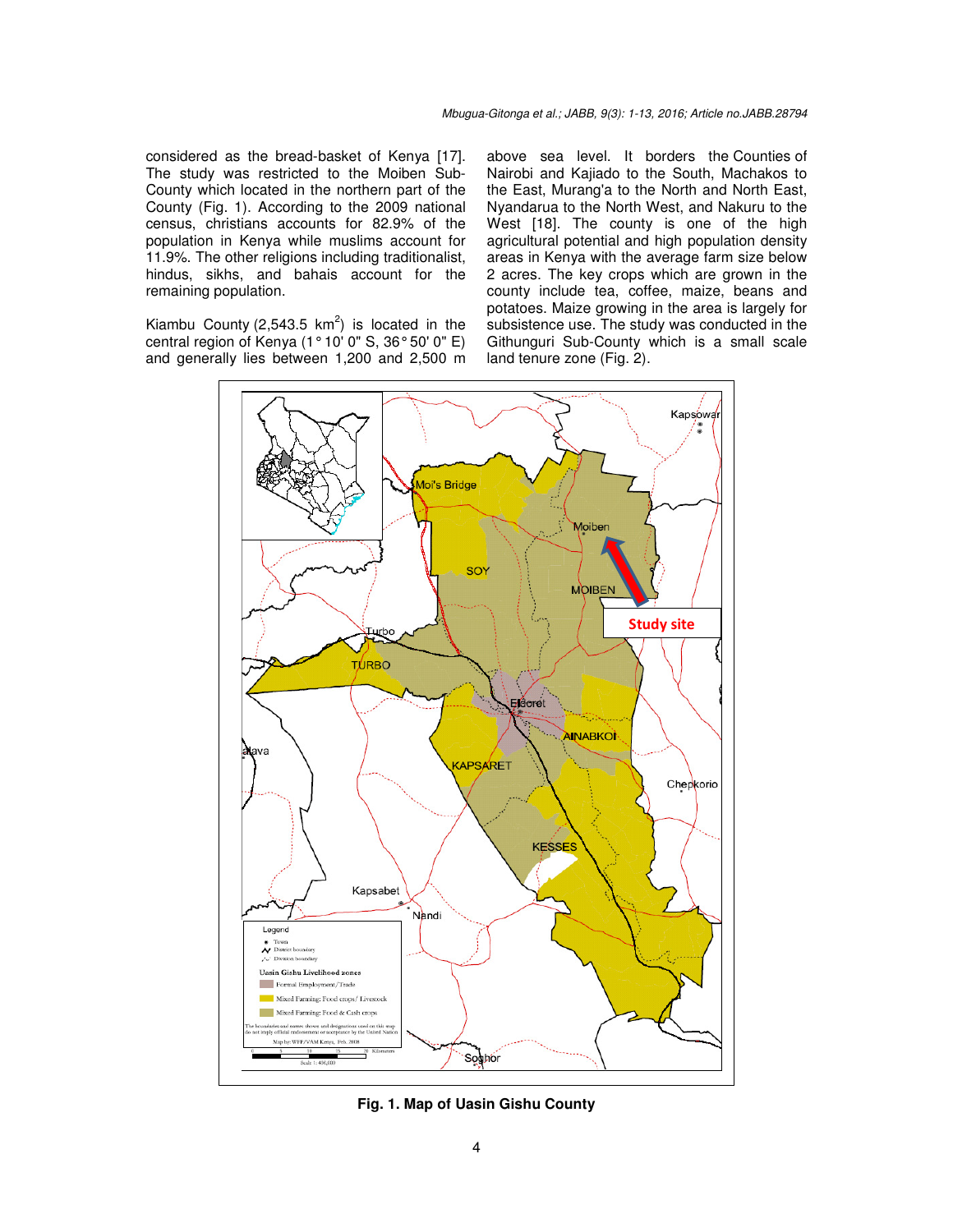considered as the bread-basket of Kenya [17]. The study was restricted to the Moiben Sub-County which located in the northern part of the County (Fig. 1). According to the 2009 national census, christians accounts for 82.9% of the population in Kenya while muslims account for 11.9%. The other religions including traditionalist, hindus, sikhs, and bahais account for the remaining population.

Kiambu County (2,543.5 km$^2$) is located in the central region of Kenya (1° 10' 0" S, 36° 50' 0" E) and generally lies between 1,200 and 2,500 m above sea level. It borders the Counties of Nairobi and Kajiado to the South, Machakos to the East, Murang'a to the North and North East, Nyandarua to the North West, and Nakuru to the West [18]. The county is one of the high agricultural potential and high population density areas in Kenya with the average farm size below 2 acres. The key crops which are grown in the county include tea, coffee, maize, beans and potatoes. Maize growing in the area is largely for subsistence use. The study was conducted in the Githunguri Sub-County which is a small scale land tenure zone (Fig. 2).

**Fig. 1. Map of Uasin Gishu County**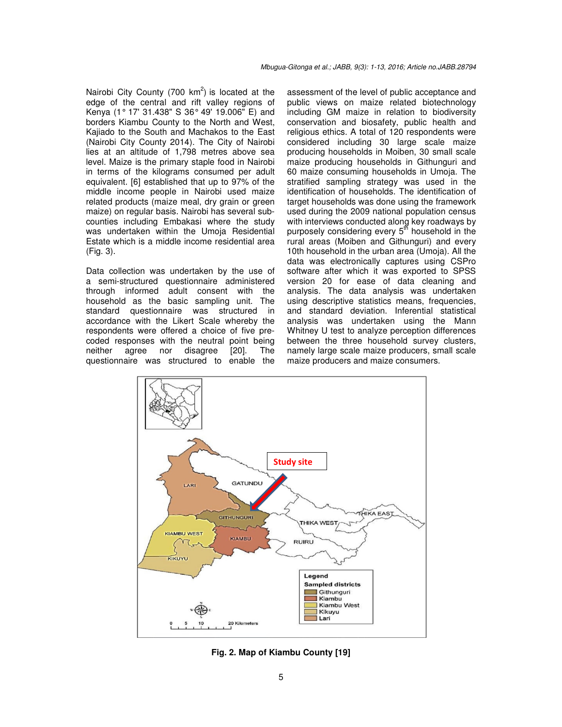Nairobi City County (700 km$^2$) is located at the edge of the central and rift valley regions of Kenya (1° 17' 31.438" S 36° 49' 19.006" E) and borders Kiambu County to the North and West, Kajiado to the South and Machakos to the East (Nairobi City County 2014). The City of Nairobi lies at an altitude of 1,798 metres above sea level. Maize is the primary staple food in Nairobi in terms of the kilograms consumed per adult equivalent. [6] established that up to 97% of the middle income people in Nairobi used maize related products (maize meal, dry grain or green maize) on regular basis. Nairobi has several sub-counties including Embakasi where the study was undertaken within the Umoja Residential Estate which is a middle income residential area (Fig. 3).

Data collection was undertaken by the use of a semi-structured questionnaire administered through informed adult consent with the household as the basic sampling unit. The standard questionnaire was structured in accordance with the Likert Scale whereby the respondents were offered a choice of five pre-coded responses with the neutral point being neither agree nor disagree [20]. The questionnaire was structured to enable the assessment of the level of public acceptance and public views on maize related biotechnology including GM maize in relation to biodiversity conservation and biosafety, public health and religious ethics. A total of 120 respondents were considered including 30 large scale maize producing households in Moiben, 30 small scale maize producing households in Githunguri and 60 maize consuming households in Umoja. The stratified sampling strategy was used in the identification of households. The identification of target households was done using the framework used during the 2009 national population census with interviews conducted along key roadways by purposely considering every 5th household in the rural areas (Moiben and Githunguri) and every 10th household in the urban area (Umoja). All the data was electronically captures using CSPro software after which it was exported to SPSS version 20 for ease of data cleaning and analysis. The data analysis was undertaken using descriptive statistics means, frequencies, and standard deviation. Inferential statistical analysis was undertaken using the Mann Whitney U test to analyze perception differences between the three household survey clusters, namely large scale maize producers, small scale maize producers and maize consumers.

**Fig. 2. Map of Kiambu County [19]**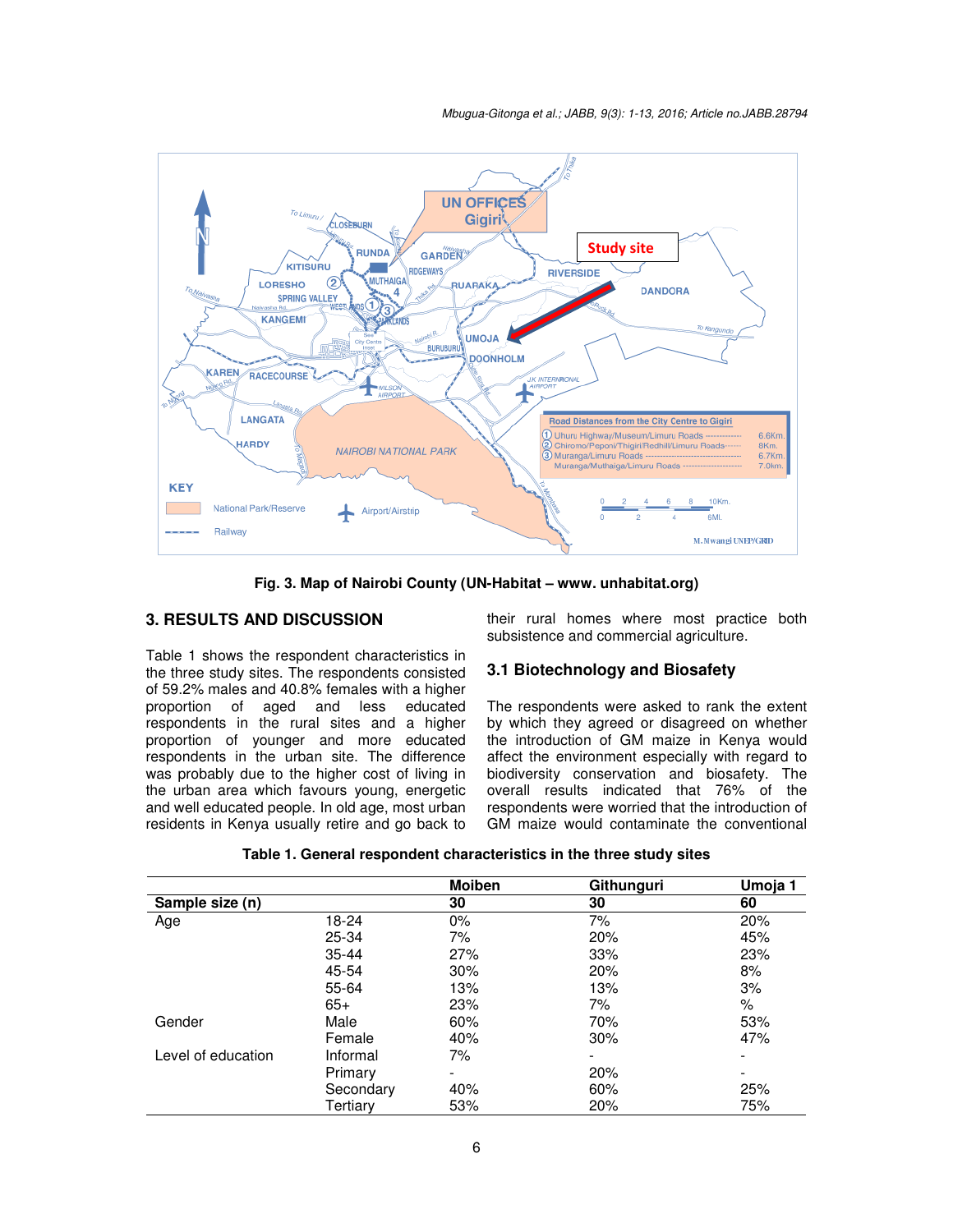Fig. 3. Map of Nairobi County (UN-Habitat – www. unhabitat.org)

## 3. RESULTS AND DISCUSSION

Table 1 shows the respondent characteristics in the three study sites. The respondents consisted of 59.2% males and 40.8% females with a higher proportion of aged and less educated respondents in the rural sites and a higher proportion of younger and more educated respondents in the urban site. The difference was probably due to the higher cost of living in the urban area which favours young, energetic and well educated people. In old age, most urban residents in Kenya usually retire and go back to their rural homes where most practice both subsistence and commercial agriculture.

### 3.1 Biotechnology and Biosafety

The respondents were asked to rank the extent by which they agreed or disagreed on whether the introduction of GM maize in Kenya would affect the environment especially with regard to biodiversity conservation and biosafety. The overall results indicated that 76% of the respondents were worried that the introduction of GM maize would contaminate the conventional

**Table 1. General respondent characteristics in the three study sites**

| | | Moiben | Githunguri | Umoja 1 |
|---|---|---|---|---|
| **Sample size (n)** | | **30** | **30** | **60** |
| Age | 18-24 | 0% | 7% | 20% |
| | 25-34 | 7% | 20% | 45% |
| | 35-44 | 27% | 33% | 23% |
| | 45-54 | 30% | 20% | 8% |
| | 55-64 | 13% | 13% | 3% |
| | 65+ | 23% | 7% | % |
| Gender | Male | 60% | 70% | 53% |
| | Female | 40% | 30% | 47% |
| Level of education | Informal | 7% | - | - |
| | Primary | - | 20% | - |
| | Secondary | 40% | 60% | 25% |
| | Tertiary | 53% | 20% | 75% |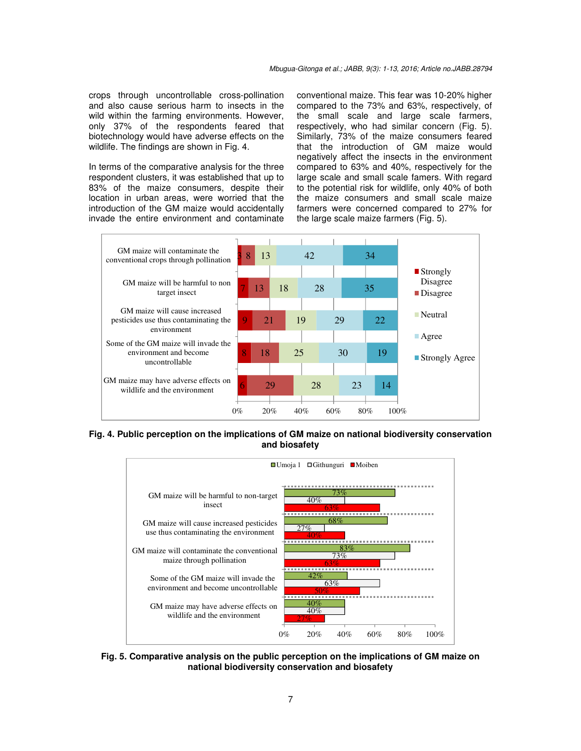crops through uncontrollable cross-pollination and also cause serious harm to insects in the wild within the farming environments. However, only 37% of the respondents feared that biotechnology would have adverse effects on the wildlife. The findings are shown in Fig. 4.

In terms of the comparative analysis for the three respondent clusters, it was established that up to 83% of the maize consumers, despite their location in urban areas, were worried that the introduction of the GM maize would accidentally invade the entire environment and contaminate conventional maize. This fear was 10-20% higher compared to the 73% and 63%, respectively, of the small scale and large scale farmers, respectively, who had similar concern (Fig. 5). Similarly, 73% of the maize consumers feared that the introduction of GM maize would negatively affect the insects in the environment compared to 63% and 40%, respectively for the large scale and small scale famers. With regard to the potential risk for wildlife, only 40% of both the maize consumers and small scale maize farmers were concerned compared to 27% for the large scale maize farmers (Fig. 5).

| Statement | Strongly Disagree | Disagree | Neutral | Agree | Strongly Agree |
|---|---|---|---|---|---|
| GM maize will contaminate the conventional crops through pollination | 3 | 8 | 13 | 42 | 34 |
| GM maize will be harmful to non target insect | 7 | 13 | 18 | 28 | 35 |
| GM maize will cause increased pesticides use thus contaminating the environment | 9 | 21 | 19 | 29 | 22 |
| Some of the GM maize will invade the environment and become uncontrollable | 8 | 18 | 25 | 30 | 19 |
| GM maize may have adverse effects on wildlife and the environment | 6 | 29 | 28 | 23 | 14 |

**Fig. 4. Public perception on the implications of GM maize on national biodiversity conservation and biosafety**

| Statement | Umoja 1 | Githunguri | Moiben |
|---|---|---|---|
| GM maize will be harmful to non-target insect | 73% | 40% | 63% |
| GM maize will cause increased pesticides use thus contaminating the environment | 68% | 27% | 40% |
| GM maize will contaminate the conventional maize through pollination | 83% | 73% | 63% |
| Some of the GM maize will invade the environment and become uncontrollable | 42% | 63% | 50% |
| GM maize may have adverse effects on wildlife and the environment | 40% | 40% | 27% |

**Fig. 5. Comparative analysis on the public perception on the implications of GM maize on national biodiversity conservation and biosafety**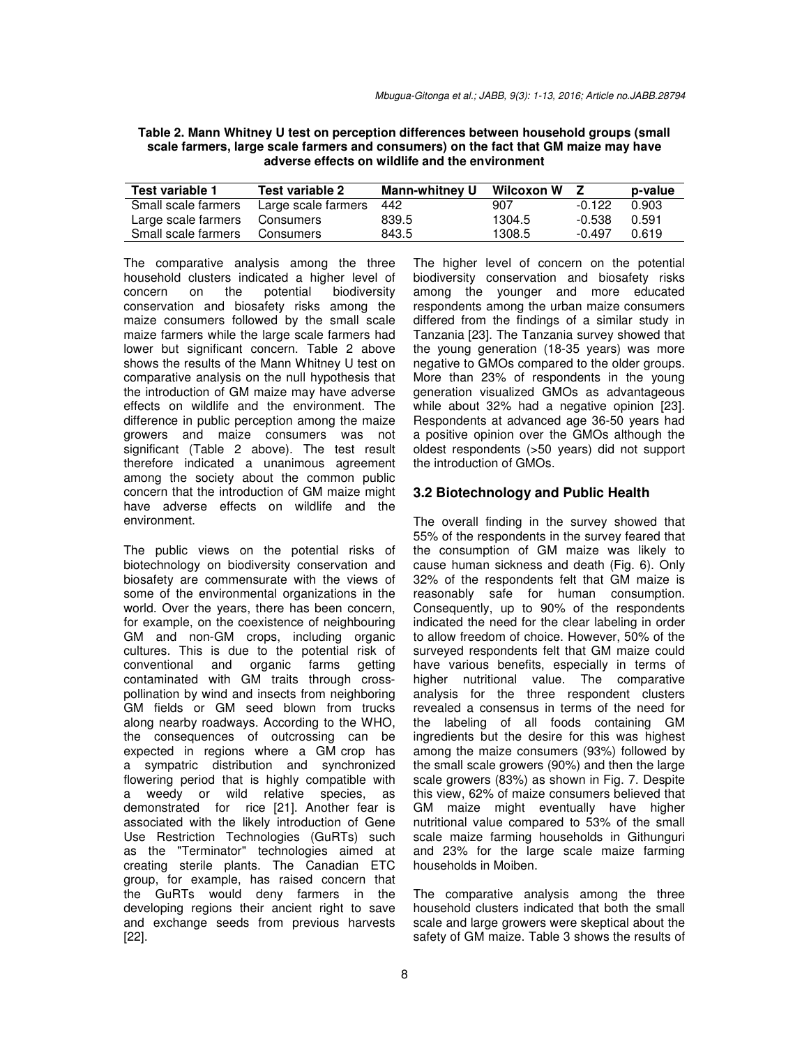**Table 2. Mann Whitney U test on perception differences between household groups (small scale farmers, large scale farmers and consumers) on the fact that GM maize may have adverse effects on wildlife and the environment**

| Test variable 1 | Test variable 2 | Mann-whitney U | Wilcoxon W | Z | p-value |
|---|---|---|---|---|---|
| Small scale farmers | Large scale farmers | 442 | 907 | -0.122 | 0.903 |
| Large scale farmers | Consumers | 839.5 | 1304.5 | -0.538 | 0.591 |
| Small scale farmers | Consumers | 843.5 | 1308.5 | -0.497 | 0.619 |

The comparative analysis among the three household clusters indicated a higher level of concern on the potential biodiversity conservation and biosafety risks among the maize consumers followed by the small scale maize farmers while the large scale farmers had lower but significant concern. Table 2 above shows the results of the Mann Whitney U test on comparative analysis on the null hypothesis that the introduction of GM maize may have adverse effects on wildlife and the environment. The difference in public perception among the maize growers and maize consumers was not significant (Table 2 above). The test result therefore indicated a unanimous agreement among the society about the common public concern that the introduction of GM maize might have adverse effects on wildlife and the environment.

The public views on the potential risks of biotechnology on biodiversity conservation and biosafety are commensurate with the views of some of the environmental organizations in the world. Over the years, there has been concern, for example, on the coexistence of neighbouring GM and non-GM crops, including organic cultures. This is due to the potential risk of conventional and organic farms getting contaminated with GM traits through cross-pollination by wind and insects from neighboring GM fields or GM seed blown from trucks along nearby roadways. According to the WHO, the consequences of outcrossing can be expected in regions where a GM crop has a sympatric distribution and synchronized flowering period that is highly compatible with a weedy or wild relative species, as demonstrated for rice [21]. Another fear is associated with the likely introduction of Gene Use Restriction Technologies (GuRTs) such as the "Terminator" technologies aimed at creating sterile plants. The Canadian ETC group, for example, has raised concern that the GuRTs would deny farmers in the developing regions their ancient right to save and exchange seeds from previous harvests [22].

The higher level of concern on the potential biodiversity conservation and biosafety risks among the younger and more educated respondents among the urban maize consumers differed from the findings of a similar study in Tanzania [23]. The Tanzania survey showed that the young generation (18-35 years) was more negative to GMOs compared to the older groups. More than 23% of respondents in the young generation visualized GMOs as advantageous while about 32% had a negative opinion [23]. Respondents at advanced age 36-50 years had a positive opinion over the GMOs although the oldest respondents (>50 years) did not support the introduction of GMOs.

### 3.2 Biotechnology and Public Health

The overall finding in the survey showed that 55% of the respondents in the survey feared that the consumption of GM maize was likely to cause human sickness and death (Fig. 6). Only 32% of the respondents felt that GM maize is reasonably safe for human consumption. Consequently, up to 90% of the respondents indicated the need for the clear labeling in order to allow freedom of choice. However, 50% of the surveyed respondents felt that GM maize could have various benefits, especially in terms of higher nutritional value. The comparative analysis for the three respondent clusters revealed a consensus in terms of the need for the labeling of all foods containing GM ingredients but the desire for this was highest among the maize consumers (93%) followed by the small scale growers (90%) and then the large scale growers (83%) as shown in Fig. 7. Despite this view, 62% of maize consumers believed that GM maize might eventually have higher nutritional value compared to 53% of the small scale maize farming households in Githunguri and 23% for the large scale maize farming households in Moiben.

The comparative analysis among the three household clusters indicated that both the small scale and large growers were skeptical about the safety of GM maize. Table 3 shows the results of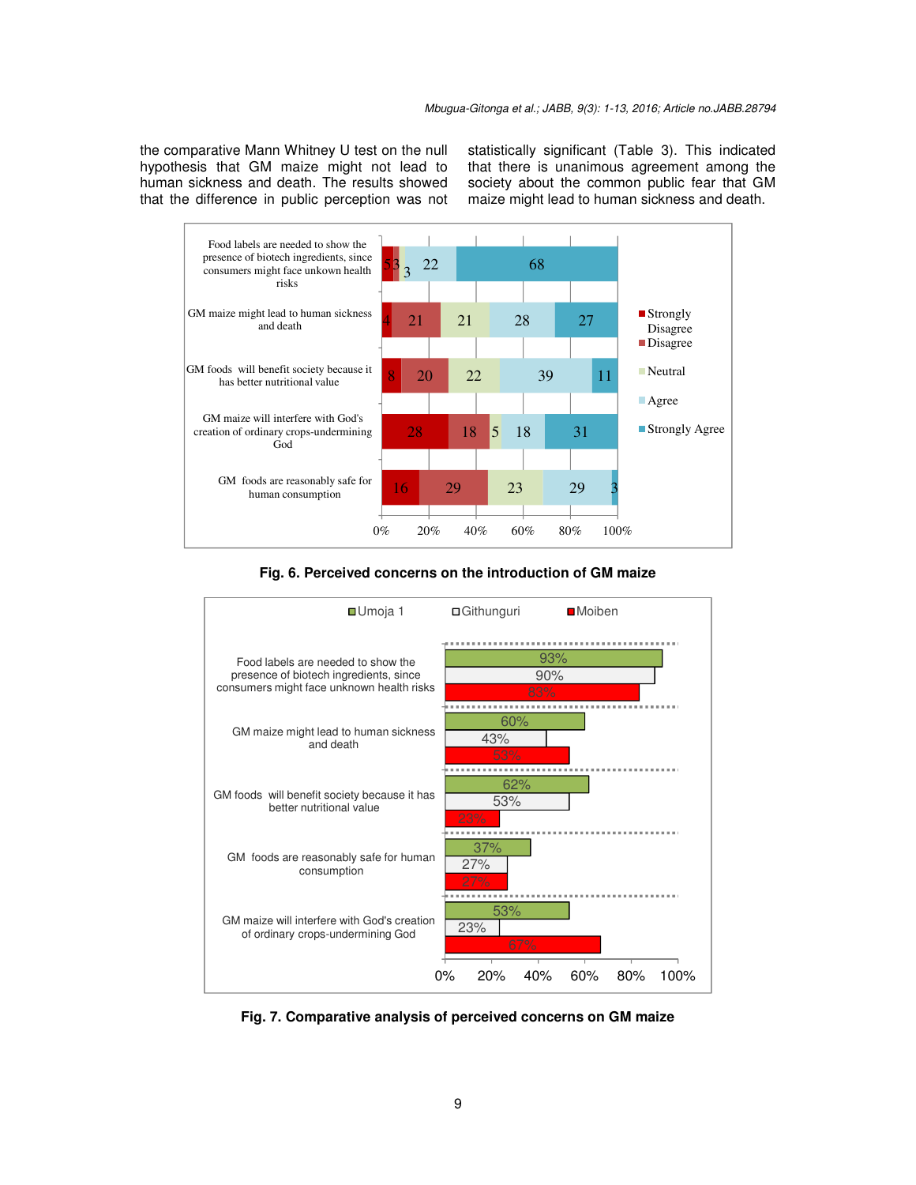the comparative Mann Whitney U test on the null hypothesis that GM maize might not lead to human sickness and death. The results showed that the difference in public perception was not statistically significant (Table 3). This indicated that there is unanimous agreement among the society about the common public fear that GM maize might lead to human sickness and death.

**Fig. 6. Perceived concerns on the introduction of GM maize**

**Fig. 7. Comparative analysis of perceived concerns on GM maize**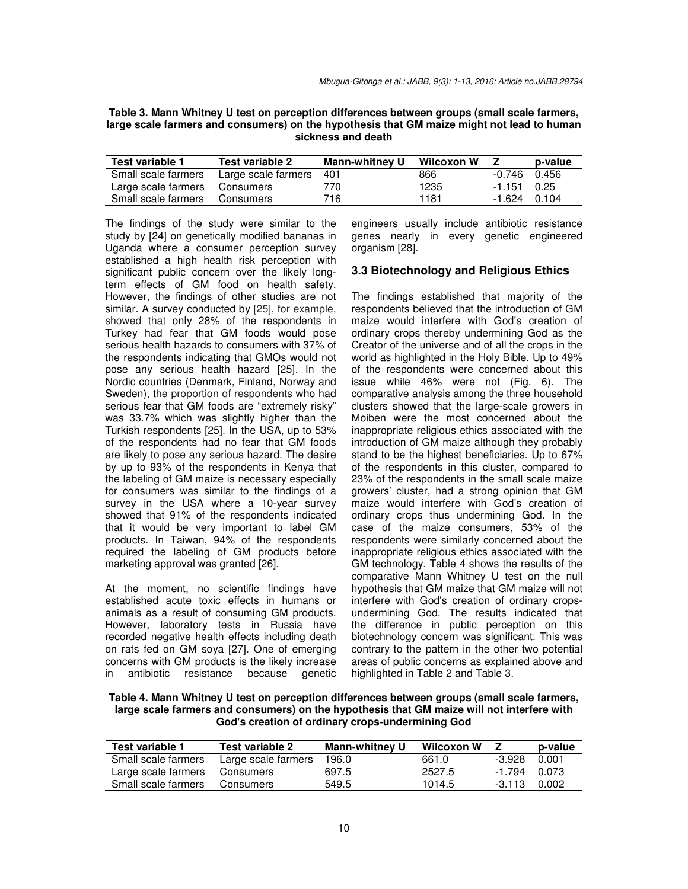**Table 3. Mann Whitney U test on perception differences between groups (small scale farmers, large scale farmers and consumers) on the hypothesis that GM maize might not lead to human sickness and death**

| Test variable 1 | Test variable 2 | Mann-whitney U | Wilcoxon W | Z | p-value |
|---|---|---|---|---|---|
| Small scale farmers | Large scale farmers | 401 | 866 | -0.746 | 0.456 |
| Large scale farmers | Consumers | 770 | 1235 | -1.151 | 0.25 |
| Small scale farmers | Consumers | 716 | 1181 | -1.624 | 0.104 |

The findings of the study were similar to the study by [24] on genetically modified bananas in Uganda where a consumer perception survey established a high health risk perception with significant public concern over the likely long-term effects of GM food on health safety. However, the findings of other studies are not similar. A survey conducted by [25], for example, showed that only 28% of the respondents in Turkey had fear that GM foods would pose serious health hazards to consumers with 37% of the respondents indicating that GMOs would not pose any serious health hazard [25]. In the Nordic countries (Denmark, Finland, Norway and Sweden), the proportion of respondents who had serious fear that GM foods are "extremely risky" was 33.7% which was slightly higher than the Turkish respondents [25]. In the USA, up to 53% of the respondents had no fear that GM foods are likely to pose any serious hazard. The desire by up to 93% of the respondents in Kenya that the labeling of GM maize is necessary especially for consumers was similar to the findings of a survey in the USA where a 10-year survey showed that 91% of the respondents indicated that it would be very important to label GM products. In Taiwan, 94% of the respondents required the labeling of GM products before marketing approval was granted [26].

At the moment, no scientific findings have established acute toxic effects in humans or animals as a result of consuming GM products. However, laboratory tests in Russia have recorded negative health effects including death on rats fed on GM soya [27]. One of emerging concerns with GM products is the likely increase in antibiotic resistance because genetic engineers usually include antibiotic resistance genes nearly in every genetic engineered organism [28].

### 3.3 Biotechnology and Religious Ethics

The findings established that majority of the respondents believed that the introduction of GM maize would interfere with God's creation of ordinary crops thereby undermining God as the Creator of the universe and of all the crops in the world as highlighted in the Holy Bible. Up to 49% of the respondents were concerned about this issue while 46% were not (Fig. 6). The comparative analysis among the three household clusters showed that the large-scale growers in Moiben were the most concerned about the inappropriate religious ethics associated with the introduction of GM maize although they probably stand to be the highest beneficiaries. Up to 67% of the respondents in this cluster, compared to 23% of the respondents in the small scale maize growers' cluster, had a strong opinion that GM maize would interfere with God's creation of ordinary crops thus undermining God. In the case of the maize consumers, 53% of the respondents were similarly concerned about the inappropriate religious ethics associated with the GM technology. Table 4 shows the results of the comparative Mann Whitney U test on the null hypothesis that GM maize that GM maize will not interfere with God's creation of ordinary crops-undermining God. The results indicated that the difference in public perception on this biotechnology concern was significant. This was contrary to the pattern in the other two potential areas of public concerns as explained above and highlighted in Table 2 and Table 3.

**Table 4. Mann Whitney U test on perception differences between groups (small scale farmers, large scale farmers and consumers) on the hypothesis that GM maize will not interfere with God's creation of ordinary crops-undermining God**

| Test variable 1 | Test variable 2 | Mann-whitney U | Wilcoxon W | Z | p-value |
|---|---|---|---|---|---|
| Small scale farmers | Large scale farmers | 196.0 | 661.0 | -3.928 | 0.001 |
| Large scale farmers | Consumers | 697.5 | 2527.5 | -1.794 | 0.073 |
| Small scale farmers | Consumers | 549.5 | 1014.5 | -3.113 | 0.002 |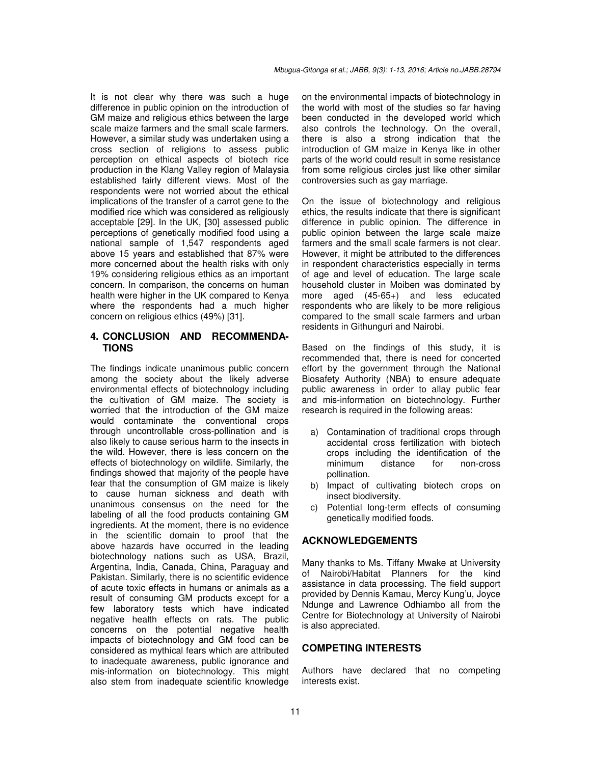It is not clear why there was such a huge difference in public opinion on the introduction of GM maize and religious ethics between the large scale maize farmers and the small scale farmers. However, a similar study was undertaken using a cross section of religions to assess public perception on ethical aspects of biotech rice production in the Klang Valley region of Malaysia established fairly different views. Most of the respondents were not worried about the ethical implications of the transfer of a carrot gene to the modified rice which was considered as religiously acceptable [29]. In the UK, [30] assessed public perceptions of genetically modified food using a national sample of 1,547 respondents aged above 15 years and established that 87% were more concerned about the health risks with only 19% considering religious ethics as an important concern. In comparison, the concerns on human health were higher in the UK compared to Kenya where the respondents had a much higher concern on religious ethics (49%) [31].

## 4. CONCLUSION AND RECOMMENDATIONS

The findings indicate unanimous public concern among the society about the likely adverse environmental effects of biotechnology including the cultivation of GM maize. The society is worried that the introduction of the GM maize would contaminate the conventional crops through uncontrollable cross-pollination and is also likely to cause serious harm to the insects in the wild. However, there is less concern on the effects of biotechnology on wildlife. Similarly, the findings showed that majority of the people have fear that the consumption of GM maize is likely to cause human sickness and death with unanimous consensus on the need for the labeling of all the food products containing GM ingredients. At the moment, there is no evidence in the scientific domain to proof that the above hazards have occurred in the leading biotechnology nations such as USA, Brazil, Argentina, India, Canada, China, Paraguay and Pakistan. Similarly, there is no scientific evidence of acute toxic effects in humans or animals as a result of consuming GM products except for a few laboratory tests which have indicated negative health effects on rats. The public concerns on the potential negative health impacts of biotechnology and GM food can be considered as mythical fears which are attributed to inadequate awareness, public ignorance and mis-information on biotechnology. This might also stem from inadequate scientific knowledge on the environmental impacts of biotechnology in the world with most of the studies so far having been conducted in the developed world which also controls the technology. On the overall, there is also a strong indication that the introduction of GM maize in Kenya like in other parts of the world could result in some resistance from some religious circles just like other similar controversies such as gay marriage.

On the issue of biotechnology and religious ethics, the results indicate that there is significant difference in public opinion. The difference in public opinion between the large scale maize farmers and the small scale farmers is not clear. However, it might be attributed to the differences in respondent characteristics especially in terms of age and level of education. The large scale household cluster in Moiben was dominated by more aged (45-65+) and less educated respondents who are likely to be more religious compared to the small scale farmers and urban residents in Githunguri and Nairobi.

Based on the findings of this study, it is recommended that, there is need for concerted effort by the government through the National Biosafety Authority (NBA) to ensure adequate public awareness in order to allay public fear and mis-information on biotechnology. Further research is required in the following areas:

a) Contamination of traditional crops through accidental cross fertilization with biotech crops including the identification of the minimum distance for non-cross pollination.
b) Impact of cultivating biotech crops on insect biodiversity.
c) Potential long-term effects of consuming genetically modified foods.

## ACKNOWLEDGEMENTS

Many thanks to Ms. Tiffany Mwake at University of Nairobi/Habitat Planners for the kind assistance in data processing. The field support provided by Dennis Kamau, Mercy Kung'u, Joyce Ndunge and Lawrence Odhiambo all from the Centre for Biotechnology at University of Nairobi is also appreciated.

## COMPETING INTERESTS

Authors have declared that no competing interests exist.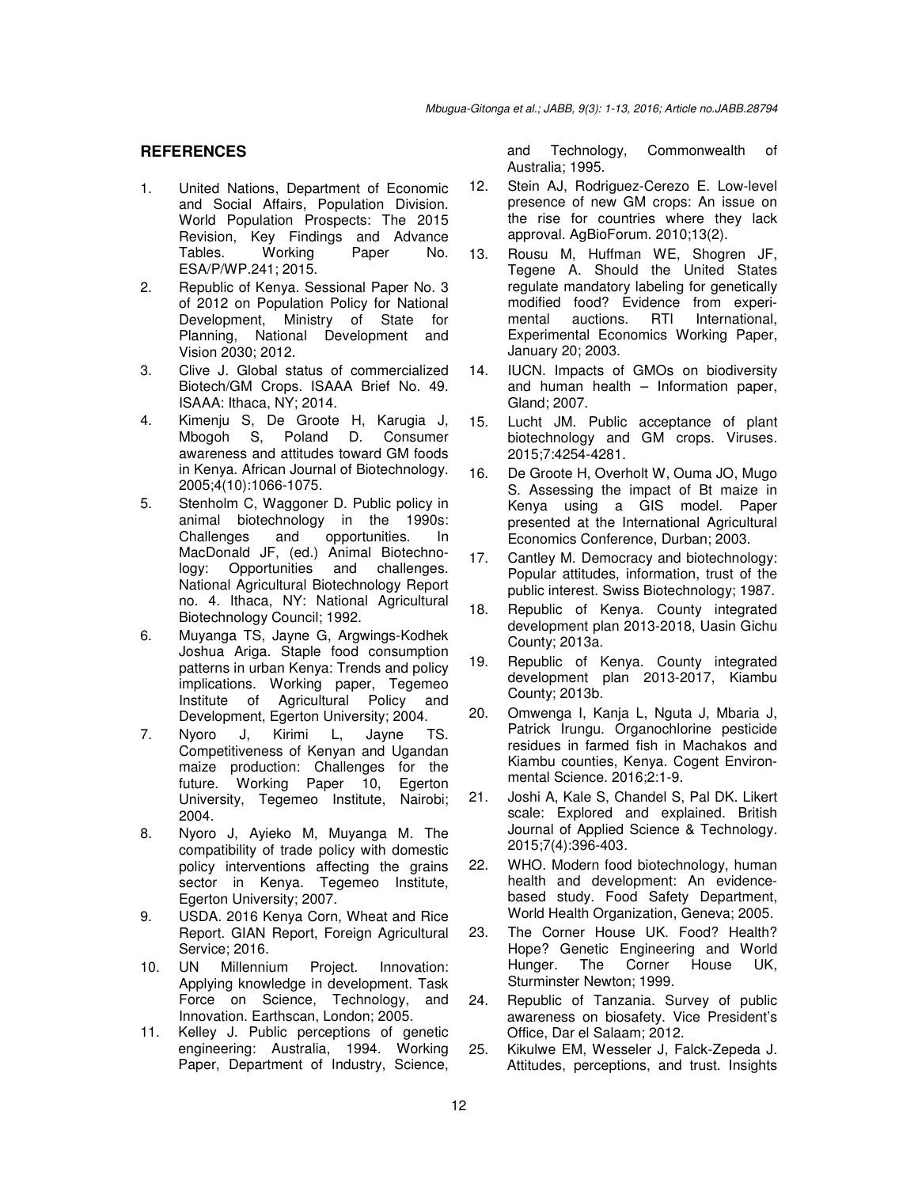## REFERENCES

1. United Nations, Department of Economic and Social Affairs, Population Division. World Population Prospects: The 2015 Revision, Key Findings and Advance Tables. Working Paper No. ESA/P/WP.241; 2015.
2. Republic of Kenya. Sessional Paper No. 3 of 2012 on Population Policy for National Development, Ministry of State for Planning, National Development and Vision 2030; 2012.
3. Clive J. Global status of commercialized Biotech/GM Crops. ISAAA Brief No. 49. ISAAA: Ithaca, NY; 2014.
4. Kimenju S, De Groote H, Karugia J, Mbogoh S, Poland D. Consumer awareness and attitudes toward GM foods in Kenya. African Journal of Biotechnology. 2005;4(10):1066-1075.
5. Stenholm C, Waggoner D. Public policy in animal biotechnology in the 1990s: Challenges and opportunities. In MacDonald JF, (ed.) Animal Biotechnology: Opportunities and challenges. National Agricultural Biotechnology Report no. 4. Ithaca, NY: National Agricultural Biotechnology Council; 1992.
6. Muyanga TS, Jayne G, Argwings-Kodhek Joshua Ariga. Staple food consumption patterns in urban Kenya: Trends and policy implications. Working paper, Tegemeo Institute of Agricultural Policy and Development, Egerton University; 2004.
7. Nyoro J, Kirimi L, Jayne TS. Competitiveness of Kenyan and Ugandan maize production: Challenges for the future. Working Paper 10, Egerton University, Tegemeo Institute, Nairobi; 2004.
8. Nyoro J, Ayieko M, Muyanga M. The compatibility of trade policy with domestic policy interventions affecting the grains sector in Kenya. Tegemeo Institute, Egerton University; 2007.
9. USDA. 2016 Kenya Corn, Wheat and Rice Report. GIAN Report, Foreign Agricultural Service; 2016.
10. UN Millennium Project. Innovation: Applying knowledge in development. Task Force on Science, Technology, and Innovation. Earthscan, London; 2005.
11. Kelley J. Public perceptions of genetic engineering: Australia, 1994. Working Paper, Department of Industry, Science, and Technology, Commonwealth of Australia; 1995.
12. Stein AJ, Rodriguez-Cerezo E. Low-level presence of new GM crops: An issue on the rise for countries where they lack approval. AgBioForum. 2010;13(2).
13. Rousu M, Huffman WE, Shogren JF, Tegene A. Should the United States regulate mandatory labeling for genetically modified food? Evidence from experimental auctions. RTI International, Experimental Economics Working Paper, January 20; 2003.
14. IUCN. Impacts of GMOs on biodiversity and human health – Information paper, Gland; 2007.
15. Lucht JM. Public acceptance of plant biotechnology and GM crops. Viruses. 2015;7:4254-4281.
16. De Groote H, Overholt W, Ouma JO, Mugo S. Assessing the impact of Bt maize in Kenya using a GIS model. Paper presented at the International Agricultural Economics Conference, Durban; 2003.
17. Cantley M. Democracy and biotechnology: Popular attitudes, information, trust of the public interest. Swiss Biotechnology; 1987.
18. Republic of Kenya. County integrated development plan 2013-2018, Uasin Gichu County; 2013a.
19. Republic of Kenya. County integrated development plan 2013-2017, Kiambu County; 2013b.
20. Omwenga I, Kanja L, Nguta J, Mbaria J, Patrick Irungu. Organochlorine pesticide residues in farmed fish in Machakos and Kiambu counties, Kenya. Cogent Environmental Science. 2016;2:1-9.
21. Joshi A, Kale S, Chandel S, Pal DK. Likert scale: Explored and explained. British Journal of Applied Science & Technology. 2015;7(4):396-403.
22. WHO. Modern food biotechnology, human health and development: An evidence-based study. Food Safety Department, World Health Organization, Geneva; 2005.
23. The Corner House UK. Food? Health? Hope? Genetic Engineering and World Hunger. The Corner House UK, Sturminster Newton; 1999.
24. Republic of Tanzania. Survey of public awareness on biosafety. Vice President's Office, Dar el Salaam; 2012.
25. Kikulwe EM, Wesseler J, Falck-Zepeda J. Attitudes, perceptions, and trust. Insights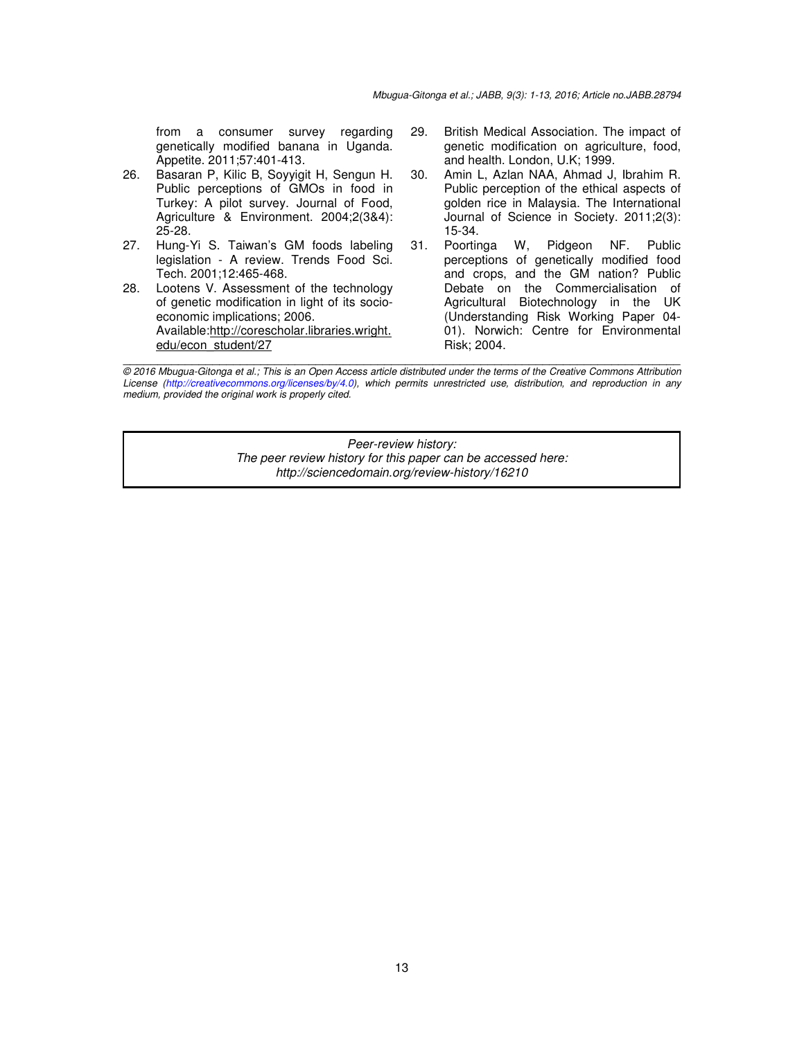from a consumer survey regarding genetically modified banana in Uganda. Appetite. 2011;57:401-413.

26. Basaran P, Kilic B, Soyyigit H, Sengun H. Public perceptions of GMOs in food in Turkey: A pilot survey. Journal of Food, Agriculture & Environment. 2004;2(3&4): 25-28.
27. Hung-Yi S. Taiwan's GM foods labeling legislation - A review. Trends Food Sci. Tech. 2001;12:465-468.
28. Lootens V. Assessment of the technology of genetic modification in light of its socio-economic implications; 2006. Available:http://corescholar.libraries.wright.edu/econ_student/27
29. British Medical Association. The impact of genetic modification on agriculture, food, and health. London, U.K; 1999.
30. Amin L, Azlan NAA, Ahmad J, Ibrahim R. Public perception of the ethical aspects of golden rice in Malaysia. The International Journal of Science in Society. 2011;2(3): 15-34.
31. Poortinga W, Pidgeon NF. Public perceptions of genetically modified food and crops, and the GM nation? Public Debate on the Commercialisation of Agricultural Biotechnology in the UK (Understanding Risk Working Paper 04-01). Norwich: Centre for Environmental Risk; 2004.

---

*© 2016 Mbugua-Gitonga et al.; This is an Open Access article distributed under the terms of the Creative Commons Attribution License (http://creativecommons.org/licenses/by/4.0), which permits unrestricted use, distribution, and reproduction in any medium, provided the original work is properly cited.*

*Peer-review history:*
*The peer review history for this paper can be accessed here:*
*http://sciencedomain.org/review-history/16210*